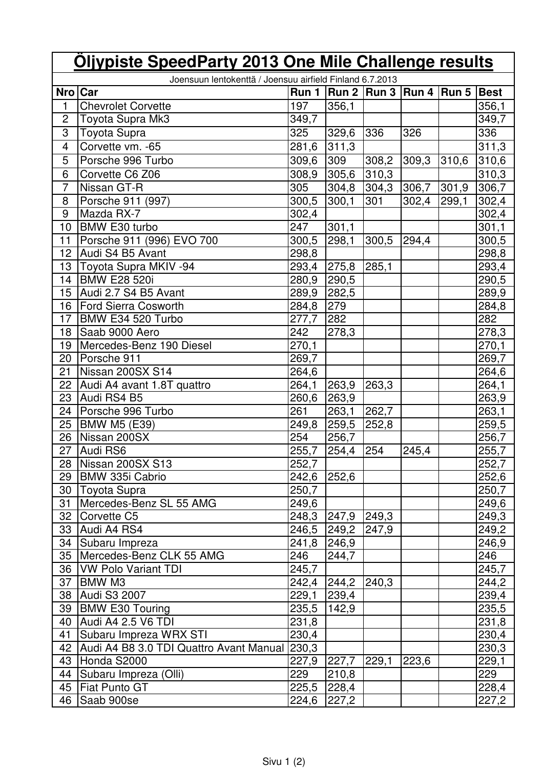# Öljypiste SpeedParty 2013 One Mile Challenge results

Joensuun lentokenttä / Joensuu airfield Finland 6.7.2013

| Nro | Car | Run 1 | Run 2 | Run 3 | Run 4 | Run 5 | Best |
|---|---|---|---|---|---|---|---|
| 1 | Chevrolet Corvette | 197 | 356,1 | | | | 356,1 |
| 2 | Toyota Supra Mk3 | 349,7 | | | | | 349,7 |
| 3 | Toyota Supra | 325 | 329,6 | 336 | 326 | | 336 |
| 4 | Corvette vm. -65 | 281,6 | 311,3 | | | | 311,3 |
| 5 | Porsche 996 Turbo | 309,6 | 309 | 308,2 | 309,3 | 310,6 | 310,6 |
| 6 | Corvette C6 Z06 | 308,9 | 305,6 | 310,3 | | | 310,3 |
| 7 | Nissan GT-R | 305 | 304,8 | 304,3 | 306,7 | 301,9 | 306,7 |
| 8 | Porsche 911 (997) | 300,5 | 300,1 | 301 | 302,4 | 299,1 | 302,4 |
| 9 | Mazda RX-7 | 302,4 | | | | | 302,4 |
| 10 | BMW E30 turbo | 247 | 301,1 | | | | 301,1 |
| 11 | Porsche 911 (996) EVO 700 | 300,5 | 298,1 | 300,5 | 294,4 | | 300,5 |
| 12 | Audi S4 B5 Avant | 298,8 | | | | | 298,8 |
| 13 | Toyota Supra MKIV -94 | 293,4 | 275,8 | 285,1 | | | 293,4 |
| 14 | BMW E28 520i | 280,9 | 290,5 | | | | 290,5 |
| 15 | Audi 2.7 S4 B5 Avant | 289,9 | 282,5 | | | | 289,9 |
| 16 | Ford Sierra Cosworth | 284,8 | 279 | | | | 284,8 |
| 17 | BMW E34 520 Turbo | 277,7 | 282 | | | | 282 |
| 18 | Saab 9000 Aero | 242 | 278,3 | | | | 278,3 |
| 19 | Mercedes-Benz 190 Diesel | 270,1 | | | | | 270,1 |
| 20 | Porsche 911 | 269,7 | | | | | 269,7 |
| 21 | Nissan 200SX S14 | 264,6 | | | | | 264,6 |
| 22 | Audi A4 avant 1.8T quattro | 264,1 | 263,9 | 263,3 | | | 264,1 |
| 23 | Audi RS4 B5 | 260,6 | 263,9 | | | | 263,9 |
| 24 | Porsche 996 Turbo | 261 | 263,1 | 262,7 | | | 263,1 |
| 25 | BMW M5 (E39) | 249,8 | 259,5 | 252,8 | | | 259,5 |
| 26 | Nissan 200SX | 254 | 256,7 | | | | 256,7 |
| 27 | Audi RS6 | 255,7 | 254,4 | 254 | 245,4 | | 255,7 |
| 28 | Nissan 200SX S13 | 252,7 | | | | | 252,7 |
| 29 | BMW 335i Cabrio | 242,6 | 252,6 | | | | 252,6 |
| 30 | Toyota Supra | 250,7 | | | | | 250,7 |
| 31 | Mercedes-Benz SL 55 AMG | 249,6 | | | | | 249,6 |
| 32 | Corvette C5 | 248,3 | 247,9 | 249,3 | | | 249,3 |
| 33 | Audi A4 RS4 | 246,5 | 249,2 | 247,9 | | | 249,2 |
| 34 | Subaru Impreza | 241,8 | 246,9 | | | | 246,9 |
| 35 | Mercedes-Benz CLK 55 AMG | 246 | 244,7 | | | | 246 |
| 36 | VW Polo Variant TDI | 245,7 | | | | | 245,7 |
| 37 | BMW M3 | 242,4 | 244,2 | 240,3 | | | 244,2 |
| 38 | Audi S3 2007 | 229,1 | 239,4 | | | | 239,4 |
| 39 | BMW E30 Touring | 235,5 | 142,9 | | | | 235,5 |
| 40 | Audi A4 2.5 V6 TDI | 231,8 | | | | | 231,8 |
| 41 | Subaru Impreza WRX STI | 230,4 | | | | | 230,4 |
| 42 | Audi A4 B8 3.0 TDI Quattro Avant Manual | 230,3 | | | | | 230,3 |
| 43 | Honda S2000 | 227,9 | 227,7 | 229,1 | 223,6 | | 229,1 |
| 44 | Subaru Impreza (Olli) | 229 | 210,8 | | | | 229 |
| 45 | Fiat Punto GT | 225,5 | 228,4 | | | | 228,4 |
| 46 | Saab 900se | 224,6 | 227,2 | | | | 227,2 |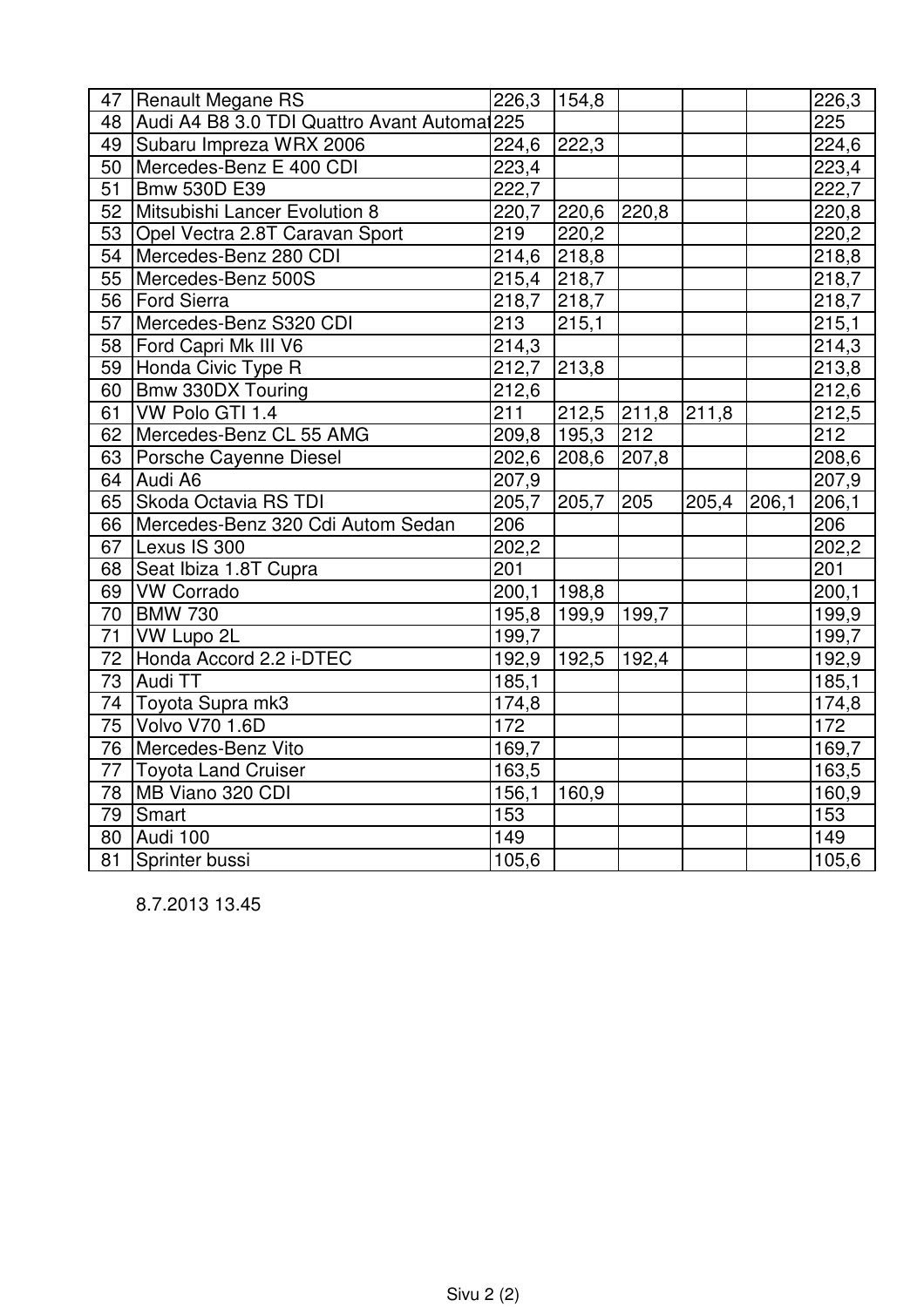| | | | | | | | |
|---|---|---|---|---|---|---|---|
| 47 | Renault Megane RS | 226,3 | 154,8 | | | | 226,3 |
| 48 | Audi A4 B8 3.0 TDI Quattro Avant Automat | 225 | | | | | 225 |
| 49 | Subaru Impreza WRX 2006 | 224,6 | 222,3 | | | | 224,6 |
| 50 | Mercedes-Benz E 400 CDI | 223,4 | | | | | 223,4 |
| 51 | Bmw 530D E39 | 222,7 | | | | | 222,7 |
| 52 | Mitsubishi Lancer Evolution 8 | 220,7 | 220,6 | 220,8 | | | 220,8 |
| 53 | Opel Vectra 2.8T Caravan Sport | 219 | 220,2 | | | | 220,2 |
| 54 | Mercedes-Benz 280 CDI | 214,6 | 218,8 | | | | 218,8 |
| 55 | Mercedes-Benz 500S | 215,4 | 218,7 | | | | 218,7 |
| 56 | Ford Sierra | 218,7 | 218,7 | | | | 218,7 |
| 57 | Mercedes-Benz S320 CDI | 213 | 215,1 | | | | 215,1 |
| 58 | Ford Capri Mk III V6 | 214,3 | | | | | 214,3 |
| 59 | Honda Civic Type R | 212,7 | 213,8 | | | | 213,8 |
| 60 | Bmw 330DX Touring | 212,6 | | | | | 212,6 |
| 61 | VW Polo GTI 1.4 | 211 | 212,5 | 211,8 | 211,8 | | 212,5 |
| 62 | Mercedes-Benz CL 55 AMG | 209,8 | 195,3 | 212 | | | 212 |
| 63 | Porsche Cayenne Diesel | 202,6 | 208,6 | 207,8 | | | 208,6 |
| 64 | Audi A6 | 207,9 | | | | | 207,9 |
| 65 | Skoda Octavia RS TDI | 205,7 | 205,7 | 205 | 205,4 | 206,1 | 206,1 |
| 66 | Mercedes-Benz 320 Cdi Autom Sedan | 206 | | | | | 206 |
| 67 | Lexus IS 300 | 202,2 | | | | | 202,2 |
| 68 | Seat Ibiza 1.8T Cupra | 201 | | | | | 201 |
| 69 | VW Corrado | 200,1 | 198,8 | | | | 200,1 |
| 70 | BMW 730 | 195,8 | 199,9 | 199,7 | | | 199,9 |
| 71 | VW Lupo 2L | 199,7 | | | | | 199,7 |
| 72 | Honda Accord 2.2 i-DTEC | 192,9 | 192,5 | 192,4 | | | 192,9 |
| 73 | Audi TT | 185,1 | | | | | 185,1 |
| 74 | Toyota Supra mk3 | 174,8 | | | | | 174,8 |
| 75 | Volvo V70 1.6D | 172 | | | | | 172 |
| 76 | Mercedes-Benz Vito | 169,7 | | | | | 169,7 |
| 77 | Toyota Land Cruiser | 163,5 | | | | | 163,5 |
| 78 | MB Viano 320 CDI | 156,1 | 160,9 | | | | 160,9 |
| 79 | Smart | 153 | | | | | 153 |
| 80 | Audi 100 | 149 | | | | | 149 |
| 81 | Sprinter bussi | 105,6 | | | | | 105,6 |

8.7.2013 13.45